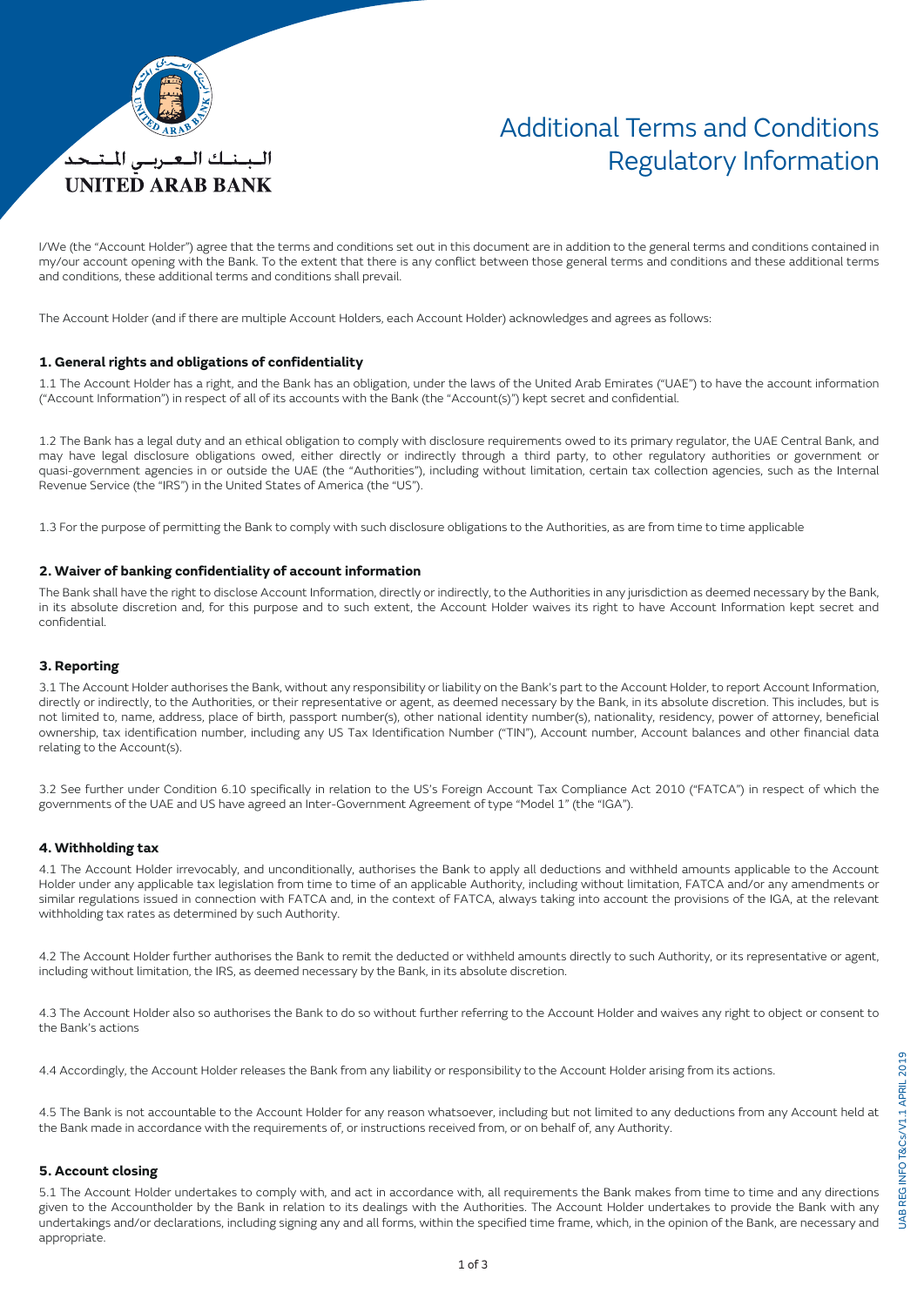الـبـنـك الـعـربـي المـتـحـد

UNITED ARAB BANK

# Additional Terms and Conditions Regulatory Information

I/We (the "Account Holder") agree that the terms and conditions set out in this document are in addition to the general terms and conditions contained in my/our account opening with the Bank. To the extent that there is any conflict between those general terms and conditions and these additional terms and conditions, these additional terms and conditions shall prevail.

The Account Holder (and if there are multiple Account Holders, each Account Holder) acknowledges and agrees as follows:

## 1. General rights and obligations of confidentiality

1.1 The Account Holder has a right, and the Bank has an obligation, under the laws of the United Arab Emirates ("UAE") to have the account information ("Account Information") in respect of all of its accounts with the Bank (the "Account(s)") kept secret and confidential.

1.2 The Bank has a legal duty and an ethical obligation to comply with disclosure requirements owed to its primary regulator, the UAE Central Bank, and may have legal disclosure obligations owed, either directly or indirectly through a third party, to other regulatory authorities or government or quasi-government agencies in or outside the UAE (the "Authorities"), including without limitation, certain tax collection agencies, such as the Internal Revenue Service (the "IRS") in the United States of America (the "US").

1.3 For the purpose of permitting the Bank to comply with such disclosure obligations to the Authorities, as are from time to time applicable

## 2. Waiver of banking confidentiality of account information

The Bank shall have the right to disclose Account Information, directly or indirectly, to the Authorities in any jurisdiction as deemed necessary by the Bank, in its absolute discretion and, for this purpose and to such extent, the Account Holder waives its right to have Account Information kept secret and confidential.

## 3. Reporting

3.1 The Account Holder authorises the Bank, without any responsibility or liability on the Bank's part to the Account Holder, to report Account Information, directly or indirectly, to the Authorities, or their representative or agent, as deemed necessary by the Bank, in its absolute discretion. This includes, but is not limited to, name, address, place of birth, passport number(s), other national identity number(s), nationality, residency, power of attorney, beneficial ownership, tax identification number, including any US Tax Identification Number ("TIN"), Account number, Account balances and other financial data relating to the Account(s).

3.2 See further under Condition 6.10 specifically in relation to the US's Foreign Account Tax Compliance Act 2010 ("FATCA") in respect of which the governments of the UAE and US have agreed an Inter-Government Agreement of type "Model 1" (the "IGA").

## 4. Withholding tax

4.1 The Account Holder irrevocably, and unconditionally, authorises the Bank to apply all deductions and withheld amounts applicable to the Account Holder under any applicable tax legislation from time to time of an applicable Authority, including without limitation, FATCA and/or any amendments or similar regulations issued in connection with FATCA and, in the context of FATCA, always taking into account the provisions of the IGA, at the relevant withholding tax rates as determined by such Authority.

4.2 The Account Holder further authorises the Bank to remit the deducted or withheld amounts directly to such Authority, or its representative or agent, including without limitation, the IRS, as deemed necessary by the Bank, in its absolute discretion.

4.3 The Account Holder also so authorises the Bank to do so without further referring to the Account Holder and waives any right to object or consent to the Bank's actions

4.4 Accordingly, the Account Holder releases the Bank from any liability or responsibility to the Account Holder arising from its actions.

4.5 The Bank is not accountable to the Account Holder for any reason whatsoever, including but not limited to any deductions from any Account held at the Bank made in accordance with the requirements of, or instructions received from, or on behalf of, any Authority.

## 5. Account closing

5.1 The Account Holder undertakes to comply with, and act in accordance with, all requirements the Bank makes from time to time and any directions given to the Accountholder by the Bank in relation to its dealings with the Authorities. The Account Holder undertakes to provide the Bank with any undertakings and/or declarations, including signing any and all forms, within the specified time frame, which, in the opinion of the Bank, are necessary and appropriate.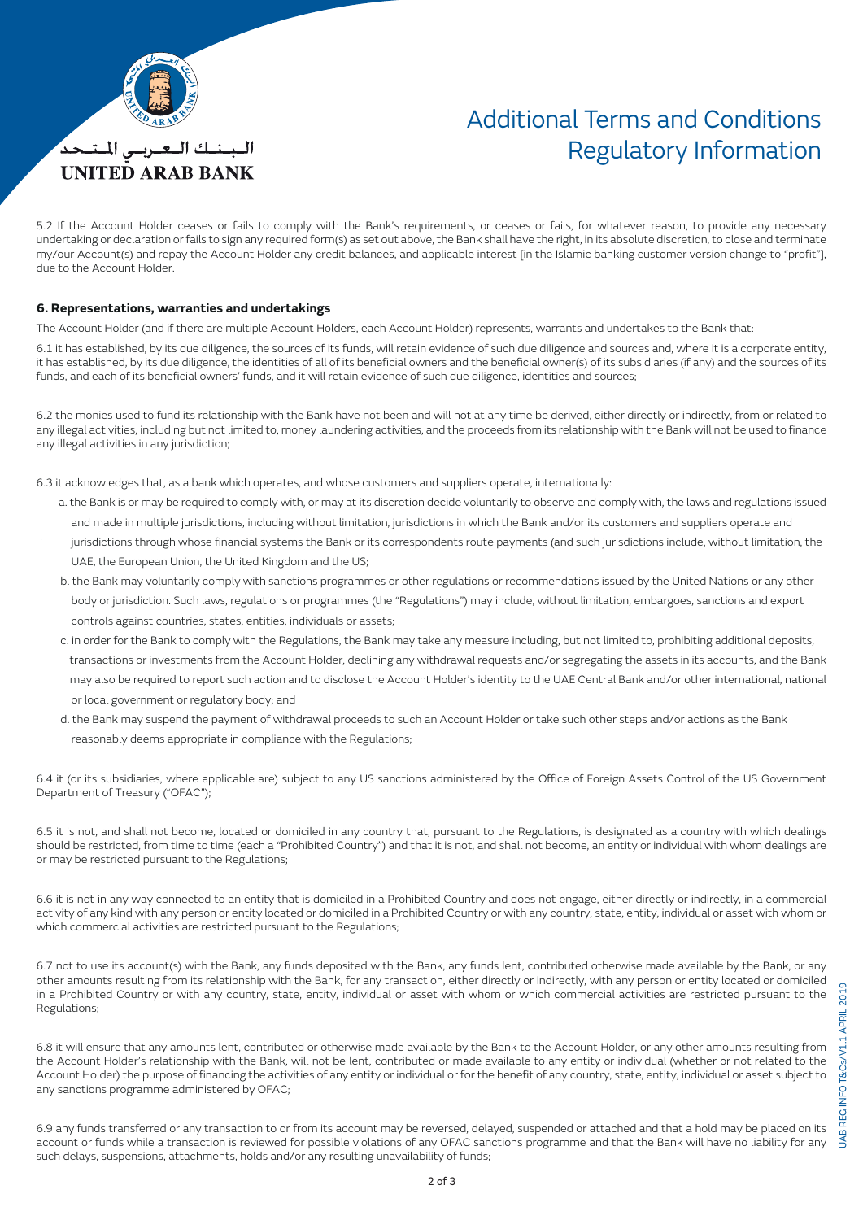5.2 If the Account Holder ceases or fails to comply with the Bank's requirements, or ceases or fails, for whatever reason, to provide any necessary undertaking or declaration or fails to sign any required form(s) as set out above, the Bank shall have the right, in its absolute discretion, to close and terminate my/our Account(s) and repay the Account Holder any credit balances, and applicable interest [in the Islamic banking customer version change to "profit"], due to the Account Holder.

### 6. Representations, warranties and undertakings

The Account Holder (and if there are multiple Account Holders, each Account Holder) represents, warrants and undertakes to the Bank that:

6.1 it has established, by its due diligence, the sources of its funds, will retain evidence of such due diligence and sources and, where it is a corporate entity, it has established, by its due diligence, the identities of all of its beneficial owners and the beneficial owner(s) of its subsidiaries (if any) and the sources of its funds, and each of its beneficial owners' funds, and it will retain evidence of such due diligence, identities and sources;

6.2 the monies used to fund its relationship with the Bank have not been and will not at any time be derived, either directly or indirectly, from or related to any illegal activities, including but not limited to, money laundering activities, and the proceeds from its relationship with the Bank will not be used to finance any illegal activities in any jurisdiction;

6.3 it acknowledges that, as a bank which operates, and whose customers and suppliers operate, internationally:

a. the Bank is or may be required to comply with, or may at its discretion decide voluntarily to observe and comply with, the laws and regulations issued and made in multiple jurisdictions, including without limitation, jurisdictions in which the Bank and/or its customers and suppliers operate and jurisdictions through whose financial systems the Bank or its correspondents route payments (and such jurisdictions include, without limitation, the UAE, the European Union, the United Kingdom and the US;

b. the Bank may voluntarily comply with sanctions programmes or other regulations or recommendations issued by the United Nations or any other body or jurisdiction. Such laws, regulations or programmes (the "Regulations") may include, without limitation, embargoes, sanctions and export controls against countries, states, entities, individuals or assets;

c. in order for the Bank to comply with the Regulations, the Bank may take any measure including, but not limited to, prohibiting additional deposits, transactions or investments from the Account Holder, declining any withdrawal requests and/or segregating the assets in its accounts, and the Bank may also be required to report such action and to disclose the Account Holder's identity to the UAE Central Bank and/or other international, national or local government or regulatory body; and

d. the Bank may suspend the payment of withdrawal proceeds to such an Account Holder or take such other steps and/or actions as the Bank reasonably deems appropriate in compliance with the Regulations;

6.4 it (or its subsidiaries, where applicable are) subject to any US sanctions administered by the Office of Foreign Assets Control of the US Government Department of Treasury ("OFAC");

6.5 it is not, and shall not become, located or domiciled in any country that, pursuant to the Regulations, is designated as a country with which dealings should be restricted, from time to time (each a "Prohibited Country") and that it is not, and shall not become, an entity or individual with whom dealings are or may be restricted pursuant to the Regulations;

6.6 it is not in any way connected to an entity that is domiciled in a Prohibited Country and does not engage, either directly or indirectly, in a commercial activity of any kind with any person or entity located or domiciled in a Prohibited Country or with any country, state, entity, individual or asset with whom or which commercial activities are restricted pursuant to the Regulations;

6.7 not to use its account(s) with the Bank, any funds deposited with the Bank, any funds lent, contributed otherwise made available by the Bank, or any other amounts resulting from its relationship with the Bank, for any transaction, either directly or indirectly, with any person or entity located or domiciled in a Prohibited Country or with any country, state, entity, individual or asset with whom or which commercial activities are restricted pursuant to the Regulations;

6.8 it will ensure that any amounts lent, contributed or otherwise made available by the Bank to the Account Holder, or any other amounts resulting from the Account Holder's relationship with the Bank, will not be lent, contributed or made available to any entity or individual (whether or not related to the Account Holder) the purpose of financing the activities of any entity or individual or for the benefit of any country, state, entity, individual or asset subject to any sanctions programme administered by OFAC;

6.9 any funds transferred or any transaction to or from its account may be reversed, delayed, suspended or attached and that a hold may be placed on its account or funds while a transaction is reviewed for possible violations of any OFAC sanctions programme and that the Bank will have no liability for any such delays, suspensions, attachments, holds and/or any resulting unavailability of funds;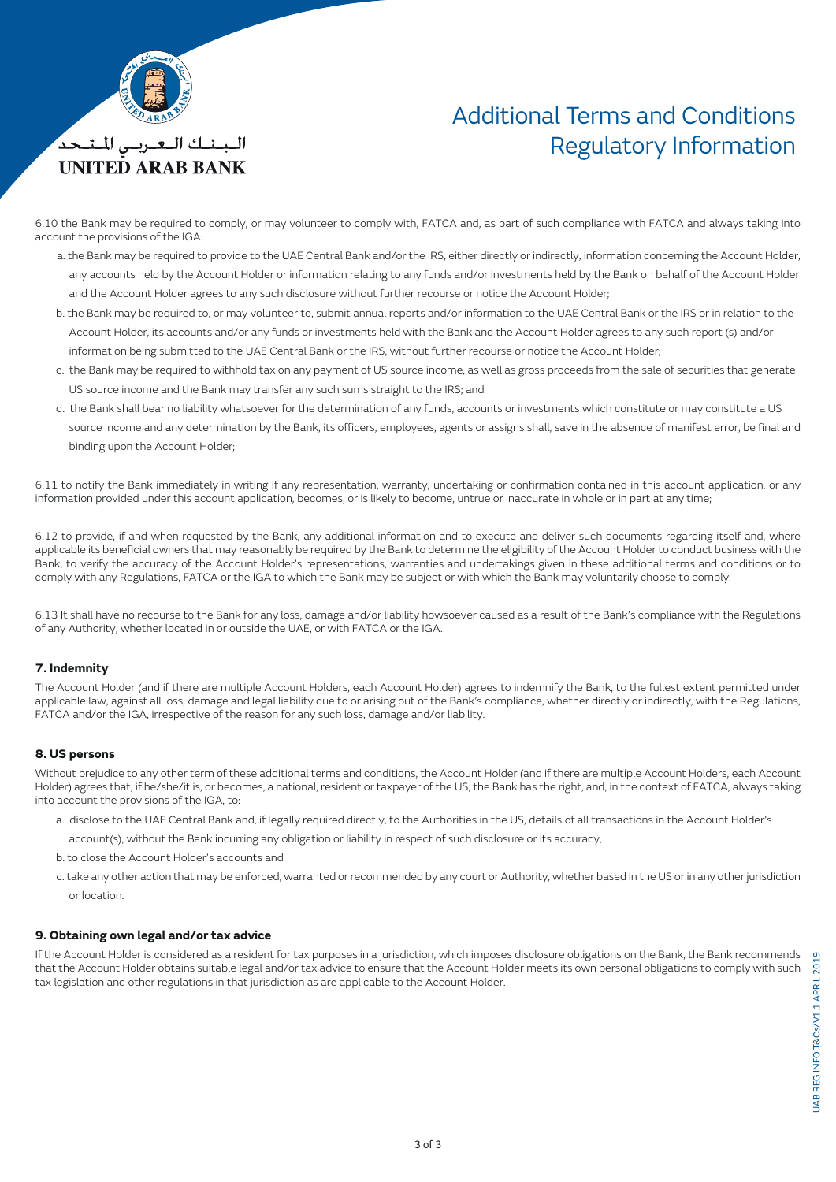6.10 the Bank may be required to comply, or may volunteer to comply with, FATCA and, as part of such compliance with FATCA and always taking into account the provisions of the IGA:

a. the Bank may be required to provide to the UAE Central Bank and/or the IRS, either directly or indirectly, information concerning the Account Holder, any accounts held by the Account Holder or information relating to any funds and/or investments held by the Bank on behalf of the Account Holder and the Account Holder agrees to any such disclosure without further recourse or notice the Account Holder;

b. the Bank may be required to, or may volunteer to, submit annual reports and/or information to the UAE Central Bank or the IRS or in relation to the Account Holder, its accounts and/or any funds or investments held with the Bank and the Account Holder agrees to any such report (s) and/or information being submitted to the UAE Central Bank or the IRS, without further recourse or notice the Account Holder;

c. the Bank may be required to withhold tax on any payment of US source income, as well as gross proceeds from the sale of securities that generate US source income and the Bank may transfer any such sums straight to the IRS; and

d. the Bank shall bear no liability whatsoever for the determination of any funds, accounts or investments which constitute or may constitute a US source income and any determination by the Bank, its officers, employees, agents or assigns shall, save in the absence of manifest error, be final and binding upon the Account Holder;

6.11 to notify the Bank immediately in writing if any representation, warranty, undertaking or confirmation contained in this account application, or any information provided under this account application, becomes, or is likely to become, untrue or inaccurate in whole or in part at any time;

6.12 to provide, if and when requested by the Bank, any additional information and to execute and deliver such documents regarding itself and, where applicable its beneficial owners that may reasonably be required by the Bank to determine the eligibility of the Account Holder to conduct business with the Bank, to verify the accuracy of the Account Holder's representations, warranties and undertakings given in these additional terms and conditions or to comply with any Regulations, FATCA or the IGA to which the Bank may be subject or with which the Bank may voluntarily choose to comply;

6.13 It shall have no recourse to the Bank for any loss, damage and/or liability howsoever caused as a result of the Bank's compliance with the Regulations of any Authority, whether located in or outside the UAE, or with FATCA or the IGA.

## 7. Indemnity

The Account Holder (and if there are multiple Account Holders, each Account Holder) agrees to indemnify the Bank, to the fullest extent permitted under applicable law, against all loss, damage and legal liability due to or arising out of the Bank's compliance, whether directly or indirectly, with the Regulations, FATCA and/or the IGA, irrespective of the reason for any such loss, damage and/or liability.

## 8. US persons

Without prejudice to any other term of these additional terms and conditions, the Account Holder (and if there are multiple Account Holders, each Account Holder) agrees that, if he/she/it is, or becomes, a national, resident or taxpayer of the US, the Bank has the right, and, in the context of FATCA, always taking into account the provisions of the IGA, to:

a. disclose to the UAE Central Bank and, if legally required directly, to the Authorities in the US, details of all transactions in the Account Holder's account(s), without the Bank incurring any obligation or liability in respect of such disclosure or its accuracy,

b. to close the Account Holder's accounts and

c. take any other action that may be enforced, warranted or recommended by any court or Authority, whether based in the US or in any other jurisdiction or location.

## 9. Obtaining own legal and/or tax advice

If the Account Holder is considered as a resident for tax purposes in a jurisdiction, which imposes disclosure obligations on the Bank, the Bank recommends that the Account Holder obtains suitable legal and/or tax advice to ensure that the Account Holder meets its own personal obligations to comply with such tax legislation and other regulations in that jurisdiction as are applicable to the Account Holder.